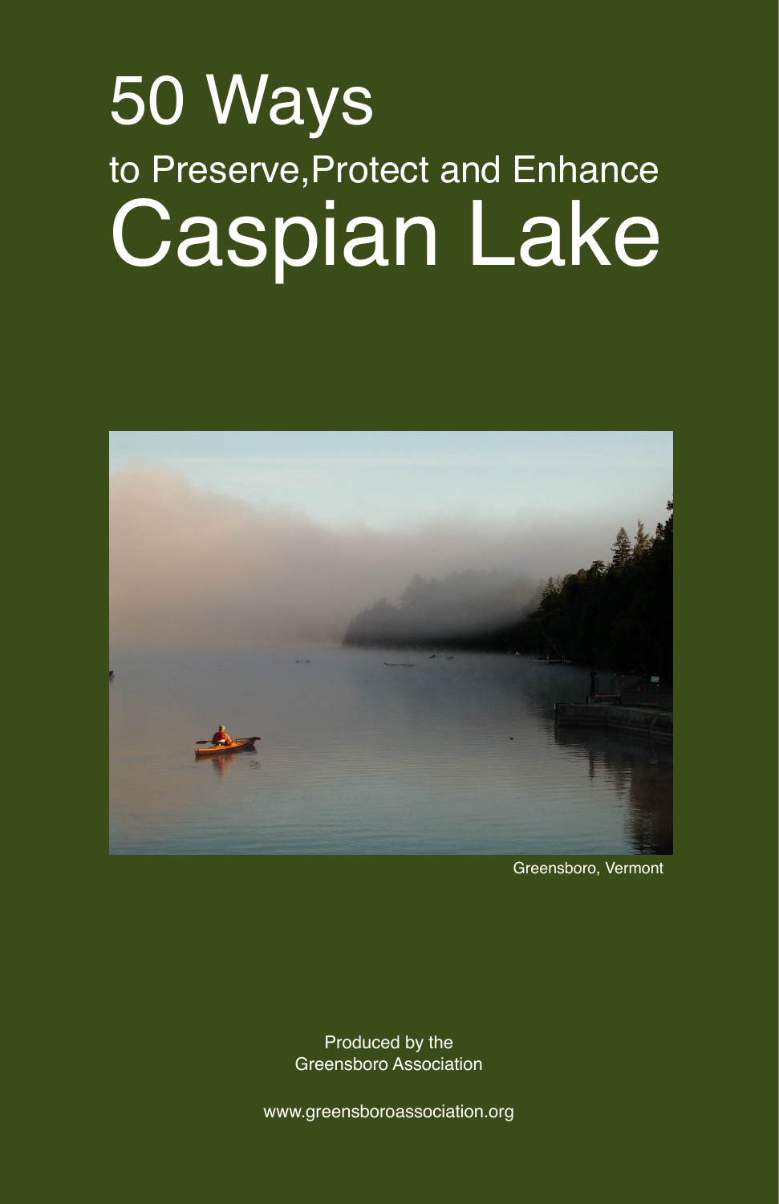# 50 Ways

## to Preserve,Protect and Enhance

# Caspian Lake

Greensboro, Vermont

Produced by the
Greensboro Association

www.greensboroassociation.org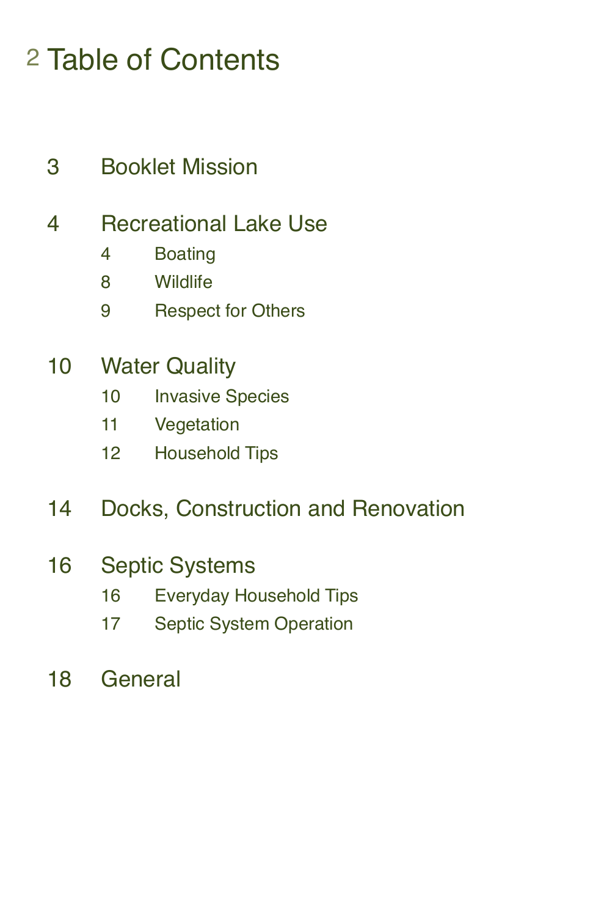# Table of Contents

3 Booklet Mission

4 Recreational Lake Use

- 4 Boating
- 8 Wildlife
- 9 Respect for Others

10 Water Quality

- 10 Invasive Species
- 11 Vegetation
- 12 Household Tips

14 Docks, Construction and Renovation

16 Septic Systems

- 16 Everyday Household Tips
- 17 Septic System Operation

18 General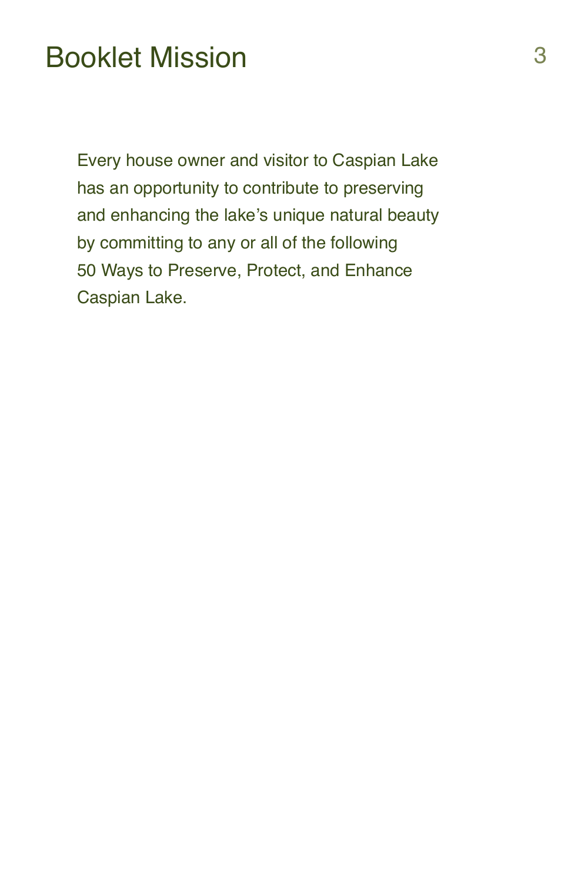# Booklet Mission

Every house owner and visitor to Caspian Lake has an opportunity to contribute to preserving and enhancing the lake's unique natural beauty by committing to any or all of the following 50 Ways to Preserve, Protect, and Enhance Caspian Lake.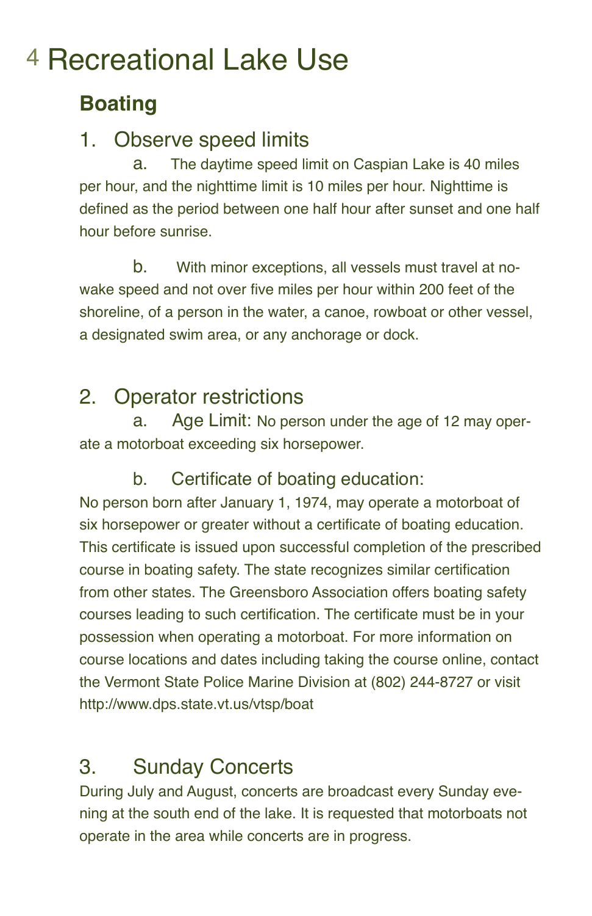# 4 Recreational Lake Use

## Boating

### 1. Observe speed limits

a. The daytime speed limit on Caspian Lake is 40 miles per hour, and the nighttime limit is 10 miles per hour. Nighttime is defined as the period between one half hour after sunset and one half hour before sunrise.

b. With minor exceptions, all vessels must travel at no-wake speed and not over five miles per hour within 200 feet of the shoreline, of a person in the water, a canoe, rowboat or other vessel, a designated swim area, or any anchorage or dock.

### 2. Operator restrictions

a. Age Limit: No person under the age of 12 may operate a motorboat exceeding six horsepower.

b. Certificate of boating education:
No person born after January 1, 1974, may operate a motorboat of six horsepower or greater without a certificate of boating education. This certificate is issued upon successful completion of the prescribed course in boating safety. The state recognizes similar certification from other states. The Greensboro Association offers boating safety courses leading to such certification. The certificate must be in your possession when operating a motorboat. For more information on course locations and dates including taking the course online, contact the Vermont State Police Marine Division at (802) 244-8727 or visit http://www.dps.state.vt.us/vtsp/boat

### 3. Sunday Concerts

During July and August, concerts are broadcast every Sunday evening at the south end of the lake. It is requested that motorboats not operate in the area while concerts are in progress.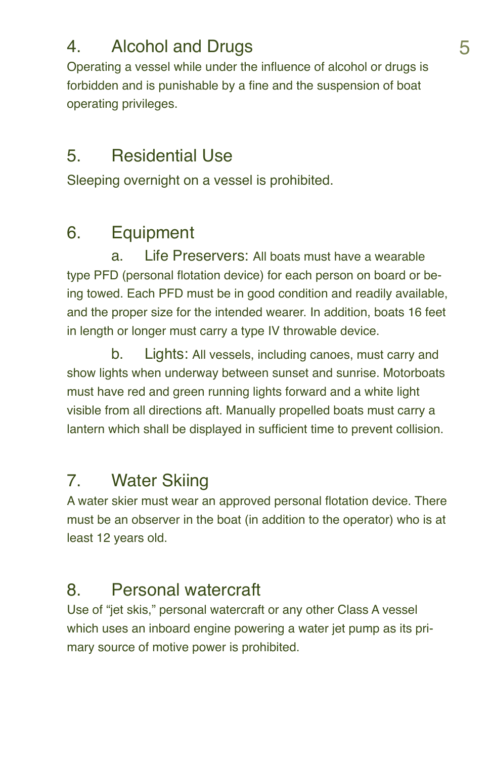## 4. Alcohol and Drugs

Operating a vessel while under the influence of alcohol or drugs is forbidden and is punishable by a fine and the suspension of boat operating privileges.

## 5. Residential Use

Sleeping overnight on a vessel is prohibited.

## 6. Equipment

a. Life Preservers: All boats must have a wearable type PFD (personal flotation device) for each person on board or being towed. Each PFD must be in good condition and readily available, and the proper size for the intended wearer. In addition, boats 16 feet in length or longer must carry a type IV throwable device.

b. Lights: All vessels, including canoes, must carry and show lights when underway between sunset and sunrise. Motorboats must have red and green running lights forward and a white light visible from all directions aft. Manually propelled boats must carry a lantern which shall be displayed in sufficient time to prevent collision.

## 7. Water Skiing

A water skier must wear an approved personal flotation device. There must be an observer in the boat (in addition to the operator) who is at least 12 years old.

## 8. Personal watercraft

Use of "jet skis," personal watercraft or any other Class A vessel which uses an inboard engine powering a water jet pump as its primary source of motive power is prohibited.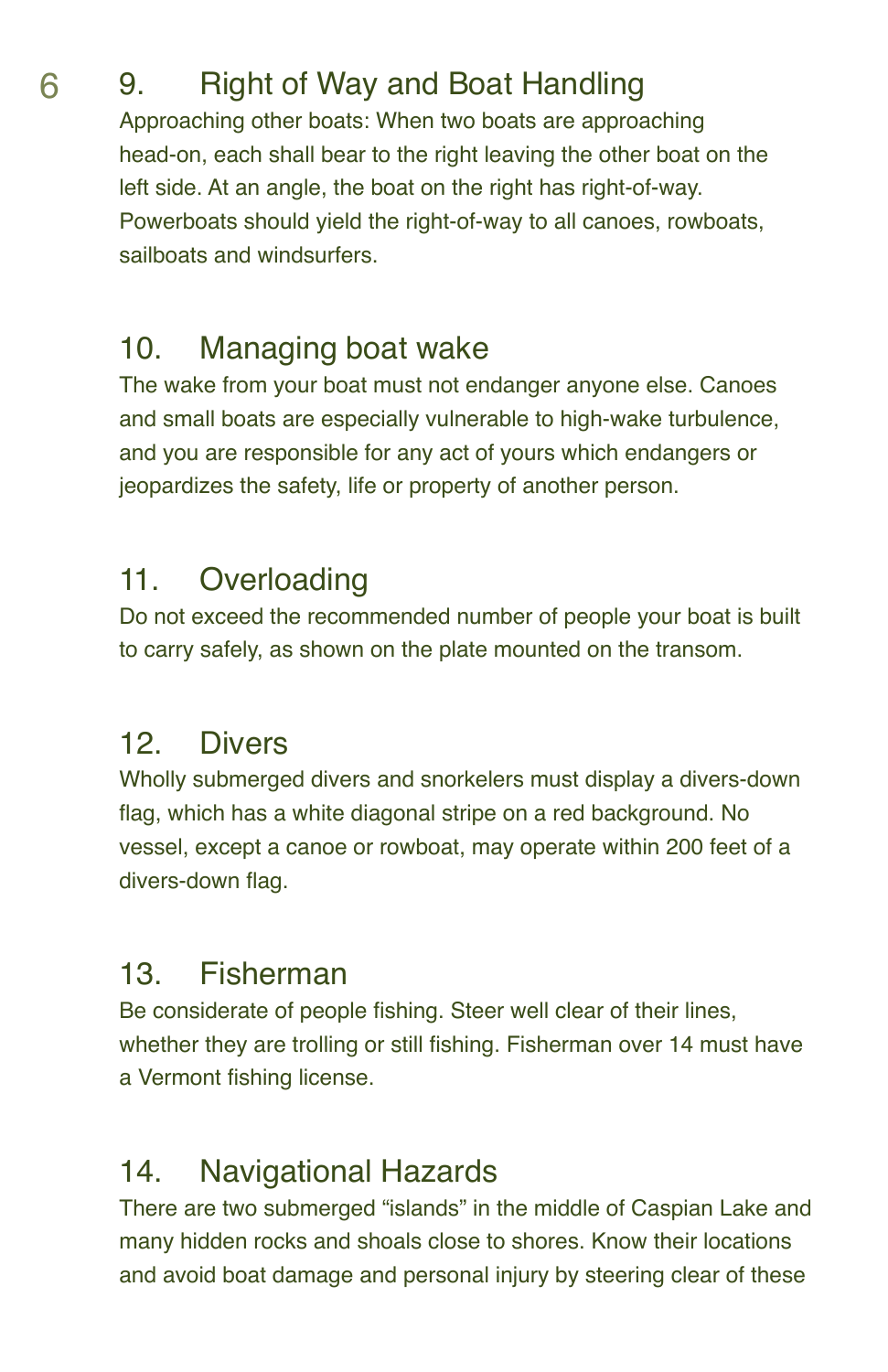## 9. Right of Way and Boat Handling

Approaching other boats: When two boats are approaching head-on, each shall bear to the right leaving the other boat on the left side. At an angle, the boat on the right has right-of-way. Powerboats should yield the right-of-way to all canoes, rowboats, sailboats and windsurfers.

## 10. Managing boat wake

The wake from your boat must not endanger anyone else. Canoes and small boats are especially vulnerable to high-wake turbulence, and you are responsible for any act of yours which endangers or jeopardizes the safety, life or property of another person.

## 11. Overloading

Do not exceed the recommended number of people your boat is built to carry safely, as shown on the plate mounted on the transom.

## 12. Divers

Wholly submerged divers and snorkelers must display a divers-down flag, which has a white diagonal stripe on a red background. No vessel, except a canoe or rowboat, may operate within 200 feet of a divers-down flag.

## 13. Fisherman

Be considerate of people fishing. Steer well clear of their lines, whether they are trolling or still fishing. Fisherman over 14 must have a Vermont fishing license.

## 14. Navigational Hazards

There are two submerged “islands” in the middle of Caspian Lake and many hidden rocks and shoals close to shores. Know their locations and avoid boat damage and personal injury by steering clear of these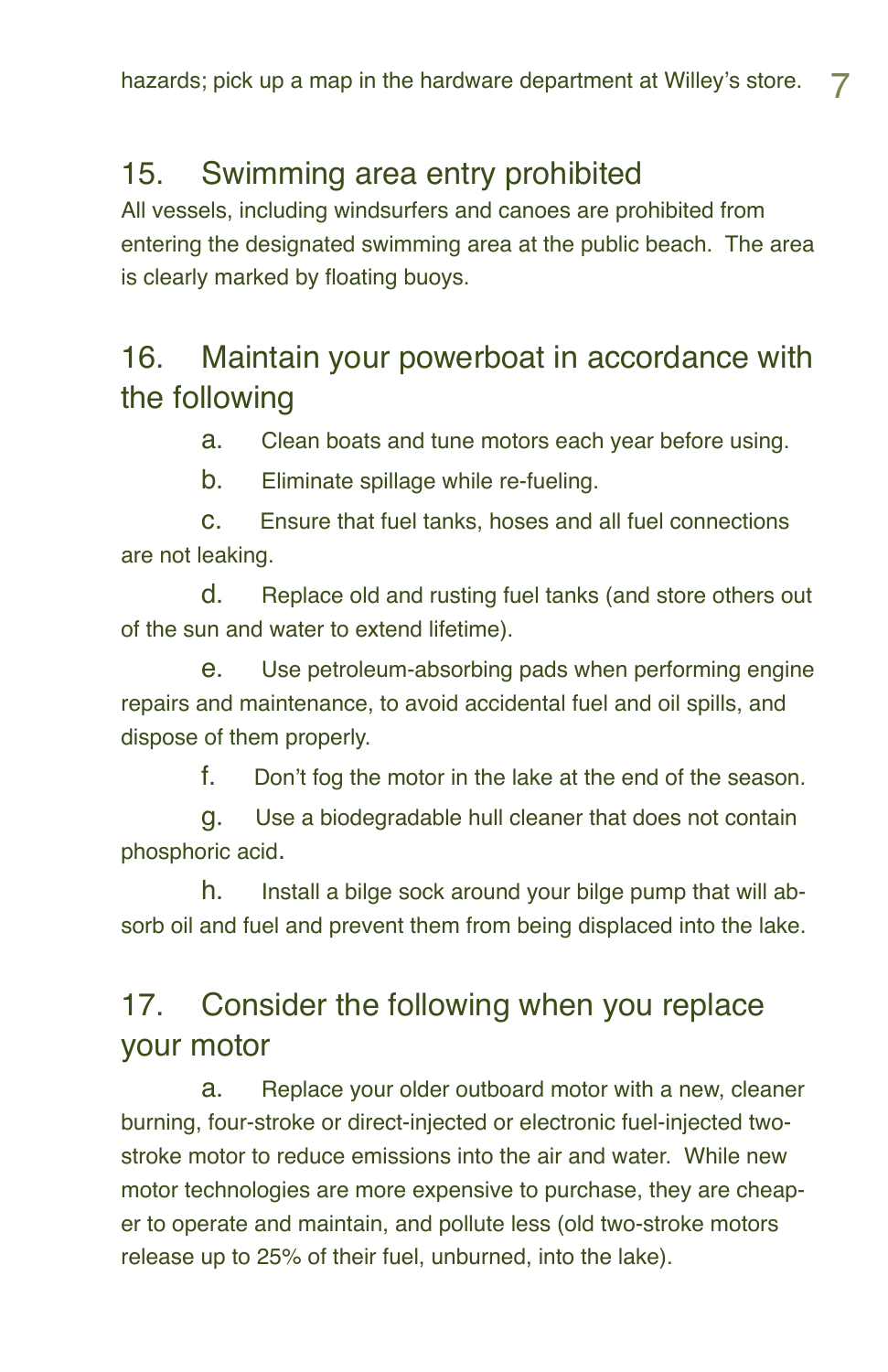hazards; pick up a map in the hardware department at Willey's store.

## 15. Swimming area entry prohibited

All vessels, including windsurfers and canoes are prohibited from entering the designated swimming area at the public beach. The area is clearly marked by floating buoys.

## 16. Maintain your powerboat in accordance with the following

a. Clean boats and tune motors each year before using.

b. Eliminate spillage while re-fueling.

c. Ensure that fuel tanks, hoses and all fuel connections are not leaking.

d. Replace old and rusting fuel tanks (and store others out of the sun and water to extend lifetime).

e. Use petroleum-absorbing pads when performing engine repairs and maintenance, to avoid accidental fuel and oil spills, and dispose of them properly.

f. Don't fog the motor in the lake at the end of the season.

g. Use a biodegradable hull cleaner that does not contain phosphoric acid.

h. Install a bilge sock around your bilge pump that will absorb oil and fuel and prevent them from being displaced into the lake.

## 17. Consider the following when you replace your motor

a. Replace your older outboard motor with a new, cleaner burning, four-stroke or direct-injected or electronic fuel-injected two-stroke motor to reduce emissions into the air and water. While new motor technologies are more expensive to purchase, they are cheaper to operate and maintain, and pollute less (old two-stroke motors release up to 25% of their fuel, unburned, into the lake).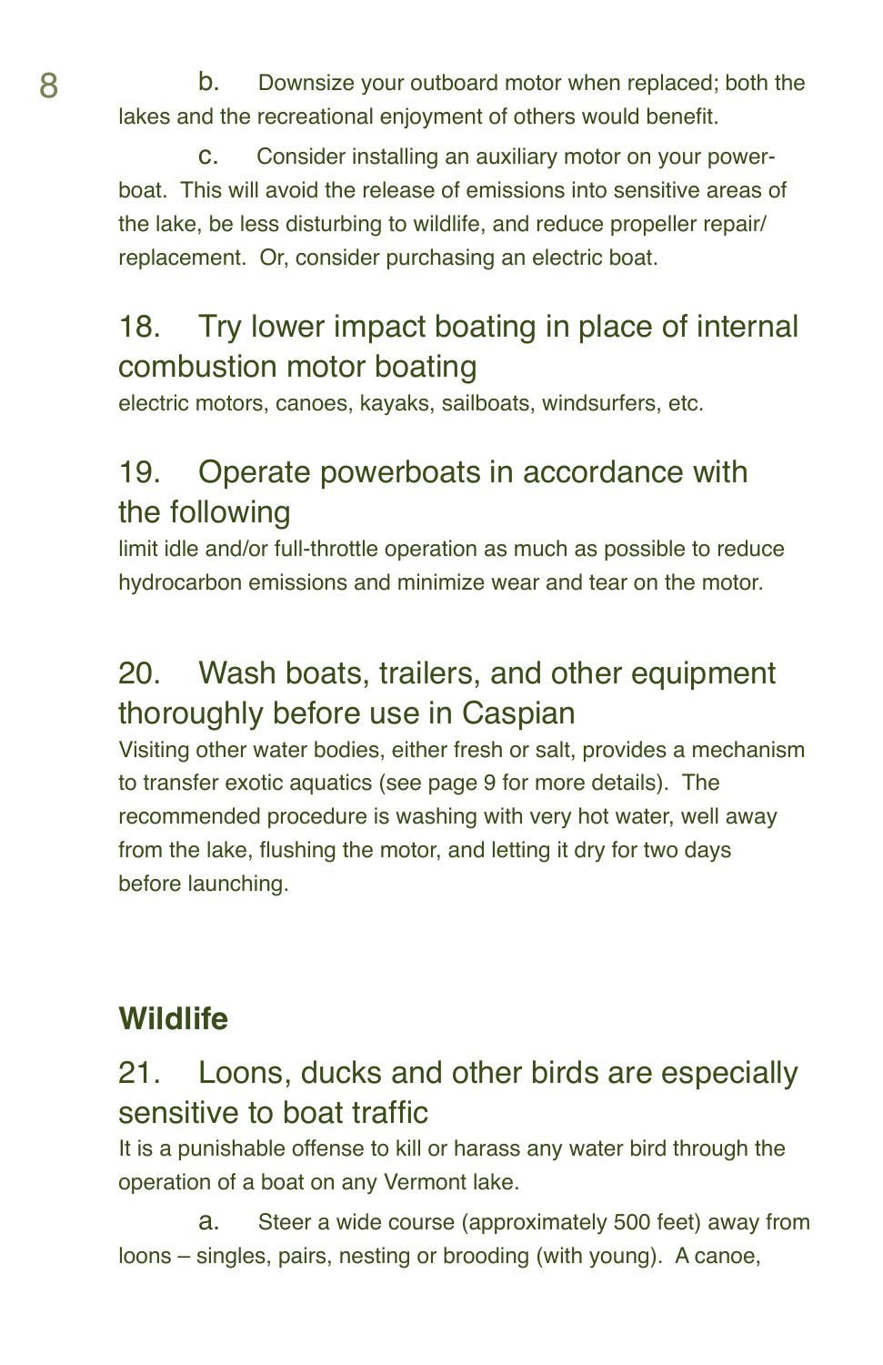b. Downsize your outboard motor when replaced; both the lakes and the recreational enjoyment of others would benefit.

c. Consider installing an auxiliary motor on your power-boat. This will avoid the release of emissions into sensitive areas of the lake, be less disturbing to wildlife, and reduce propeller repair/ replacement. Or, consider purchasing an electric boat.

### 18. Try lower impact boating in place of internal combustion motor boating

electric motors, canoes, kayaks, sailboats, windsurfers, etc.

### 19. Operate powerboats in accordance with the following

limit idle and/or full-throttle operation as much as possible to reduce hydrocarbon emissions and minimize wear and tear on the motor.

### 20. Wash boats, trailers, and other equipment thoroughly before use in Caspian

Visiting other water bodies, either fresh or salt, provides a mechanism to transfer exotic aquatics (see page 9 for more details). The recommended procedure is washing with very hot water, well away from the lake, flushing the motor, and letting it dry for two days before launching.

## Wildlife

### 21. Loons, ducks and other birds are especially sensitive to boat traffic

It is a punishable offense to kill or harass any water bird through the operation of a boat on any Vermont lake.

a. Steer a wide course (approximately 500 feet) away from loons – singles, pairs, nesting or brooding (with young). A canoe,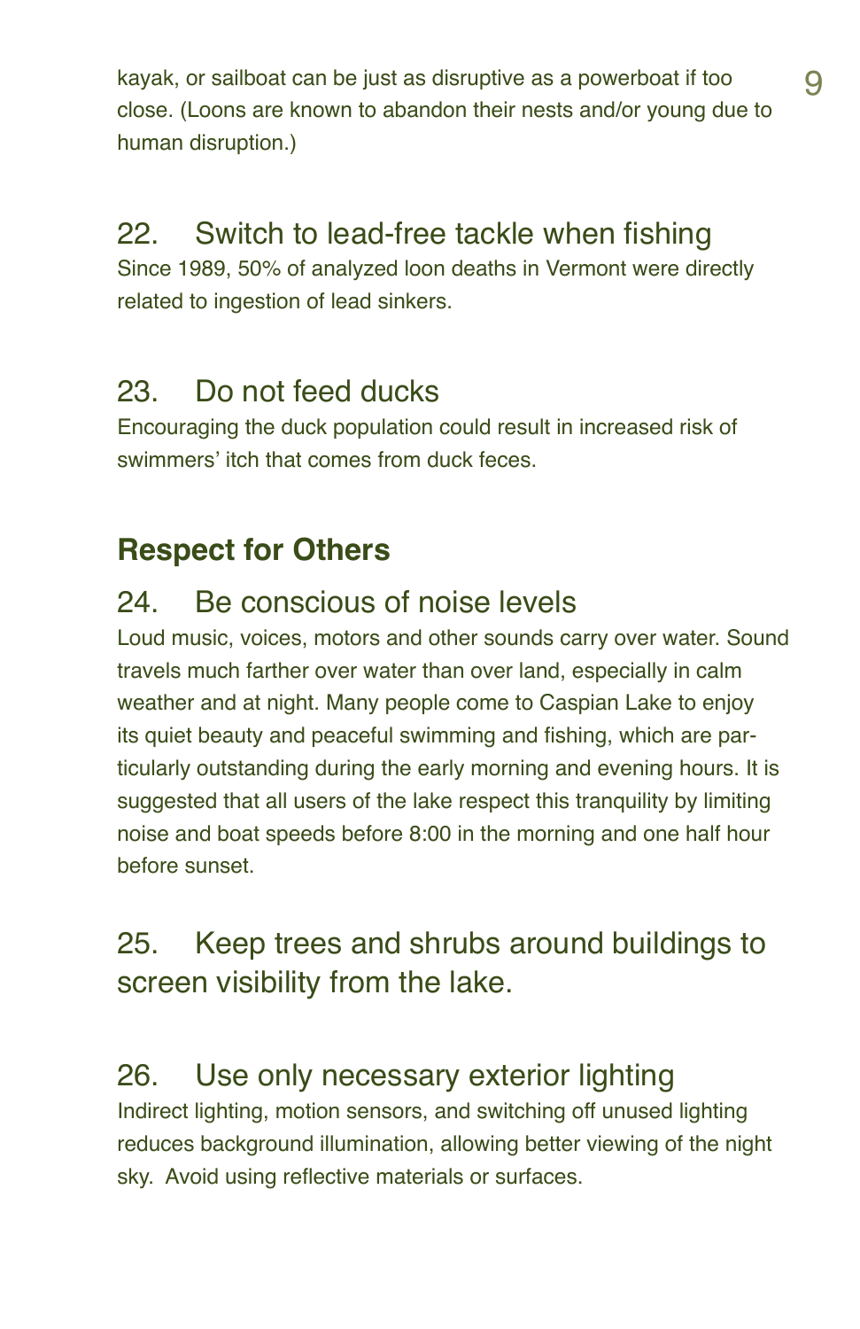kayak, or sailboat can be just as disruptive as a powerboat if too close. (Loons are known to abandon their nests and/or young due to human disruption.)

### 22. Switch to lead-free tackle when fishing

Since 1989, 50% of analyzed loon deaths in Vermont were directly related to ingestion of lead sinkers.

### 23. Do not feed ducks

Encouraging the duck population could result in increased risk of swimmers' itch that comes from duck feces.

## Respect for Others

### 24. Be conscious of noise levels

Loud music, voices, motors and other sounds carry over water. Sound travels much farther over water than over land, especially in calm weather and at night. Many people come to Caspian Lake to enjoy its quiet beauty and peaceful swimming and fishing, which are particularly outstanding during the early morning and evening hours. It is suggested that all users of the lake respect this tranquility by limiting noise and boat speeds before 8:00 in the morning and one half hour before sunset.

### 25. Keep trees and shrubs around buildings to screen visibility from the lake.

### 26. Use only necessary exterior lighting

Indirect lighting, motion sensors, and switching off unused lighting reduces background illumination, allowing better viewing of the night sky. Avoid using reflective materials or surfaces.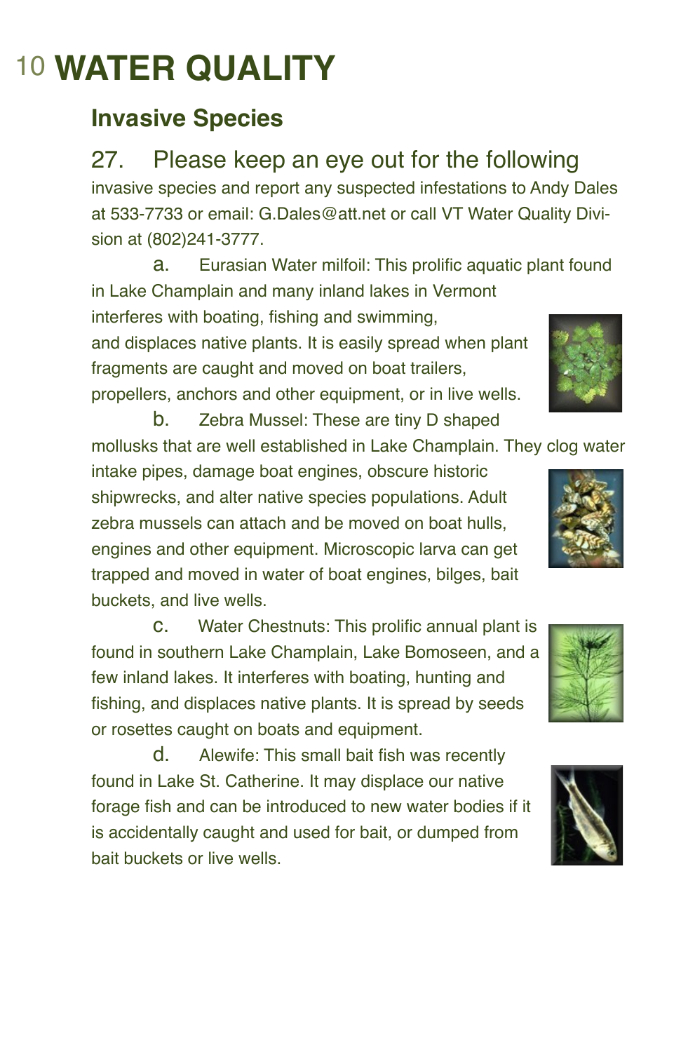# WATER QUALITY

## Invasive Species

27. Please keep an eye out for the following invasive species and report any suspected infestations to Andy Dales at 533-7733 or email: G.Dales@att.net or call VT Water Quality Division at (802)241-3777.

   a. Eurasian Water milfoil: This prolific aquatic plant found in Lake Champlain and many inland lakes in Vermont interferes with boating, fishing and swimming, and displaces native plants. It is easily spread when plant fragments are caught and moved on boat trailers, propellers, anchors and other equipment, or in live wells.

   b. Zebra Mussel: These are tiny D shaped mollusks that are well established in Lake Champlain. They clog water intake pipes, damage boat engines, obscure historic shipwrecks, and alter native species populations. Adult zebra mussels can attach and be moved on boat hulls, engines and other equipment. Microscopic larva can get trapped and moved in water of boat engines, bilges, bait buckets, and live wells.

   c. Water Chestnuts: This prolific annual plant is found in southern Lake Champlain, Lake Bomoseen, and a few inland lakes. It interferes with boating, hunting and fishing, and displaces native plants. It is spread by seeds or rosettes caught on boats and equipment.

   d. Alewife: This small bait fish was recently found in Lake St. Catherine. It may displace our native forage fish and can be introduced to new water bodies if it is accidentally caught and used for bait, or dumped from bait buckets or live wells.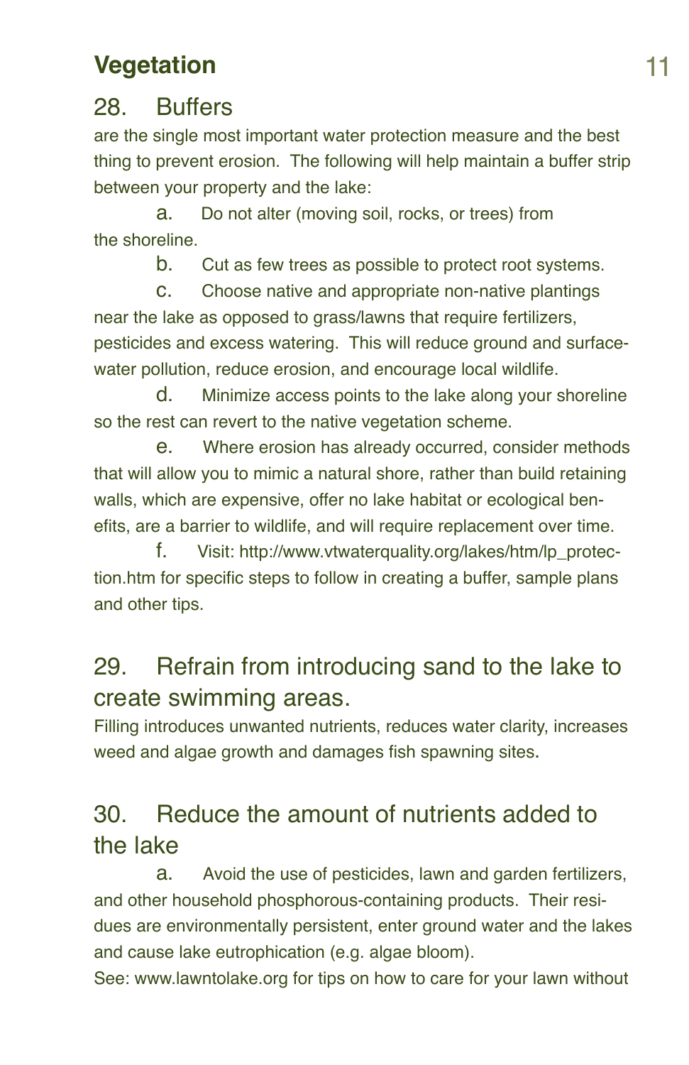## Vegetation

### 28. Buffers

are the single most important water protection measure and the best thing to prevent erosion. The following will help maintain a buffer strip between your property and the lake:

a. Do not alter (moving soil, rocks, or trees) from the shoreline.

b. Cut as few trees as possible to protect root systems.

c. Choose native and appropriate non-native plantings near the lake as opposed to grass/lawns that require fertilizers, pesticides and excess watering. This will reduce ground and surface-water pollution, reduce erosion, and encourage local wildlife.

d. Minimize access points to the lake along your shoreline so the rest can revert to the native vegetation scheme.

e. Where erosion has already occurred, consider methods that will allow you to mimic a natural shore, rather than build retaining walls, which are expensive, offer no lake habitat or ecological benefits, are a barrier to wildlife, and will require replacement over time.

f. Visit: http://www.vtwaterquality.org/lakes/htm/lp_protection.htm for specific steps to follow in creating a buffer, sample plans and other tips.

### 29. Refrain from introducing sand to the lake to create swimming areas.

Filling introduces unwanted nutrients, reduces water clarity, increases weed and algae growth and damages fish spawning sites.

### 30. Reduce the amount of nutrients added to the lake

a. Avoid the use of pesticides, lawn and garden fertilizers, and other household phosphorous-containing products. Their residues are environmentally persistent, enter ground water and the lakes and cause lake eutrophication (e.g. algae bloom).

See: www.lawntolake.org for tips on how to care for your lawn without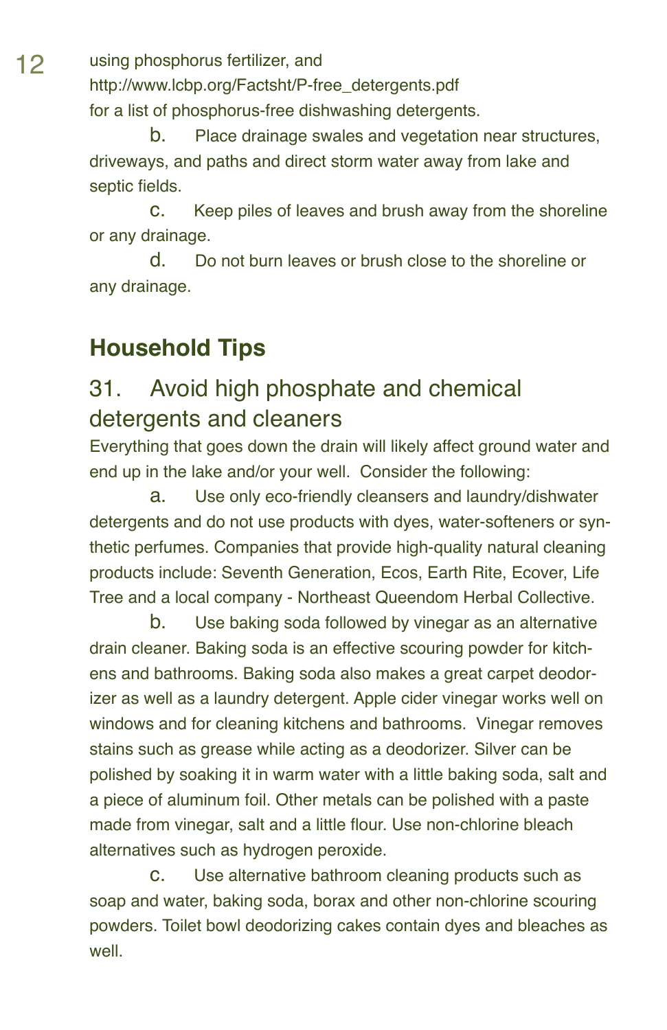using phosphorus fertilizer, and http://www.lcbp.org/Factsht/P-free_detergents.pdf for a list of phosphorus-free dishwashing detergents.

b. Place drainage swales and vegetation near structures, driveways, and paths and direct storm water away from lake and septic fields.

c. Keep piles of leaves and brush away from the shoreline or any drainage.

d. Do not burn leaves or brush close to the shoreline or any drainage.

## Household Tips

### 31. Avoid high phosphate and chemical detergents and cleaners

Everything that goes down the drain will likely affect ground water and end up in the lake and/or your well. Consider the following:

a. Use only eco-friendly cleansers and laundry/dishwater detergents and do not use products with dyes, water-softeners or synthetic perfumes. Companies that provide high-quality natural cleaning products include: Seventh Generation, Ecos, Earth Rite, Ecover, Life Tree and a local company - Northeast Queendom Herbal Collective.

b. Use baking soda followed by vinegar as an alternative drain cleaner. Baking soda is an effective scouring powder for kitchens and bathrooms. Baking soda also makes a great carpet deodorizer as well as a laundry detergent. Apple cider vinegar works well on windows and for cleaning kitchens and bathrooms. Vinegar removes stains such as grease while acting as a deodorizer. Silver can be polished by soaking it in warm water with a little baking soda, salt and a piece of aluminum foil. Other metals can be polished with a paste made from vinegar, salt and a little flour. Use non-chlorine bleach alternatives such as hydrogen peroxide.

c. Use alternative bathroom cleaning products such as soap and water, baking soda, borax and other non-chlorine scouring powders. Toilet bowl deodorizing cakes contain dyes and bleaches as well.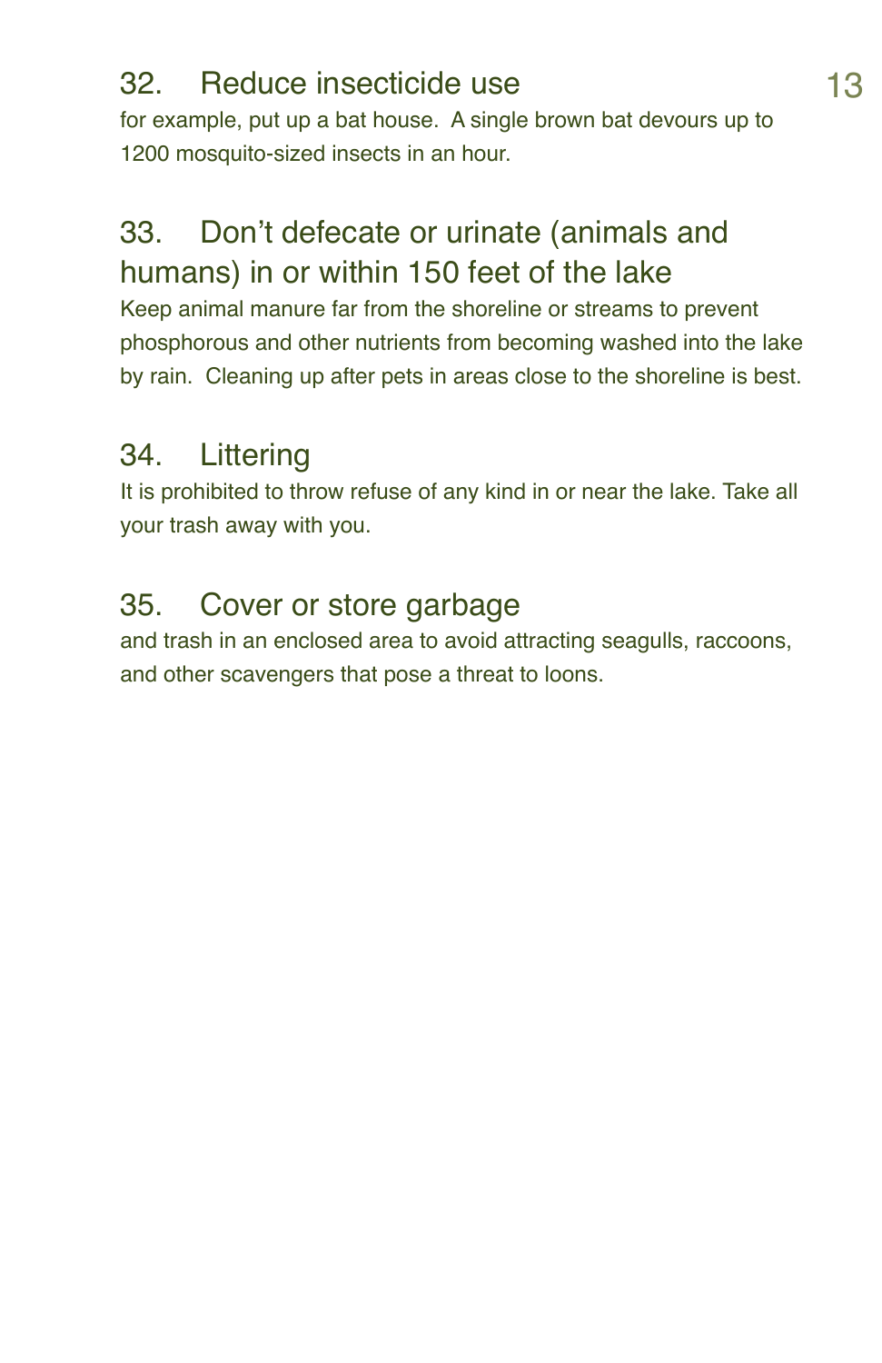## 32. Reduce insecticide use

for example, put up a bat house. A single brown bat devours up to 1200 mosquito-sized insects in an hour.

## 33. Don't defecate or urinate (animals and humans) in or within 150 feet of the lake

Keep animal manure far from the shoreline or streams to prevent phosphorous and other nutrients from becoming washed into the lake by rain. Cleaning up after pets in areas close to the shoreline is best.

## 34. Littering

It is prohibited to throw refuse of any kind in or near the lake. Take all your trash away with you.

## 35. Cover or store garbage

and trash in an enclosed area to avoid attracting seagulls, raccoons, and other scavengers that pose a threat to loons.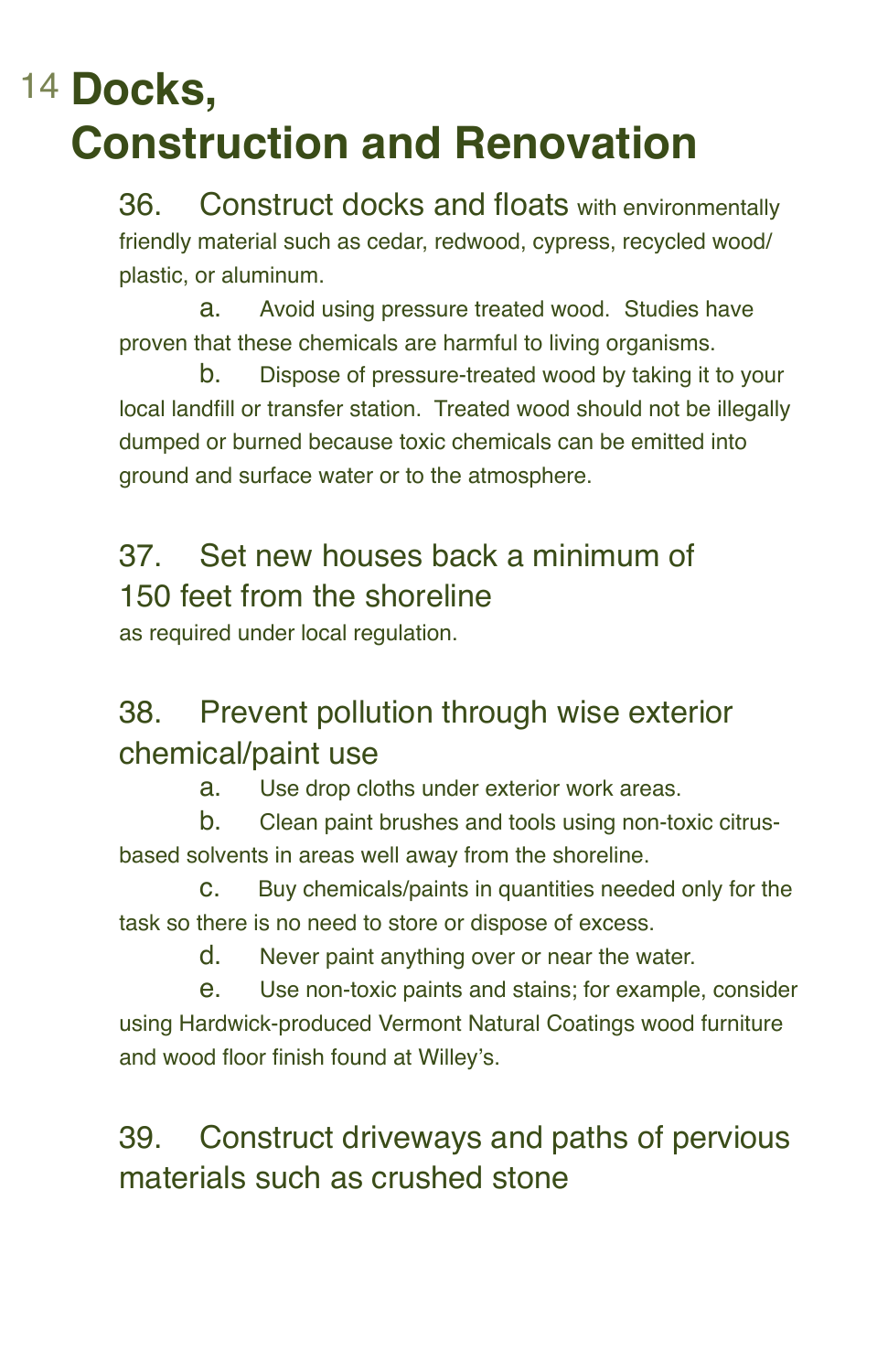# Docks, Construction and Renovation

36. Construct docks and floats with environmentally friendly material such as cedar, redwood, cypress, recycled wood/plastic, or aluminum.

    a. Avoid using pressure treated wood. Studies have proven that these chemicals are harmful to living organisms.

    b. Dispose of pressure-treated wood by taking it to your local landfill or transfer station. Treated wood should not be illegally dumped or burned because toxic chemicals can be emitted into ground and surface water or to the atmosphere.

37. Set new houses back a minimum of 150 feet from the shoreline as required under local regulation.

38. Prevent pollution through wise exterior chemical/paint use

    a. Use drop cloths under exterior work areas.

    b. Clean paint brushes and tools using non-toxic citrus-based solvents in areas well away from the shoreline.

    c. Buy chemicals/paints in quantities needed only for the task so there is no need to store or dispose of excess.

    d. Never paint anything over or near the water.

    e. Use non-toxic paints and stains; for example, consider using Hardwick-produced Vermont Natural Coatings wood furniture and wood floor finish found at Willey's.

39. Construct driveways and paths of pervious materials such as crushed stone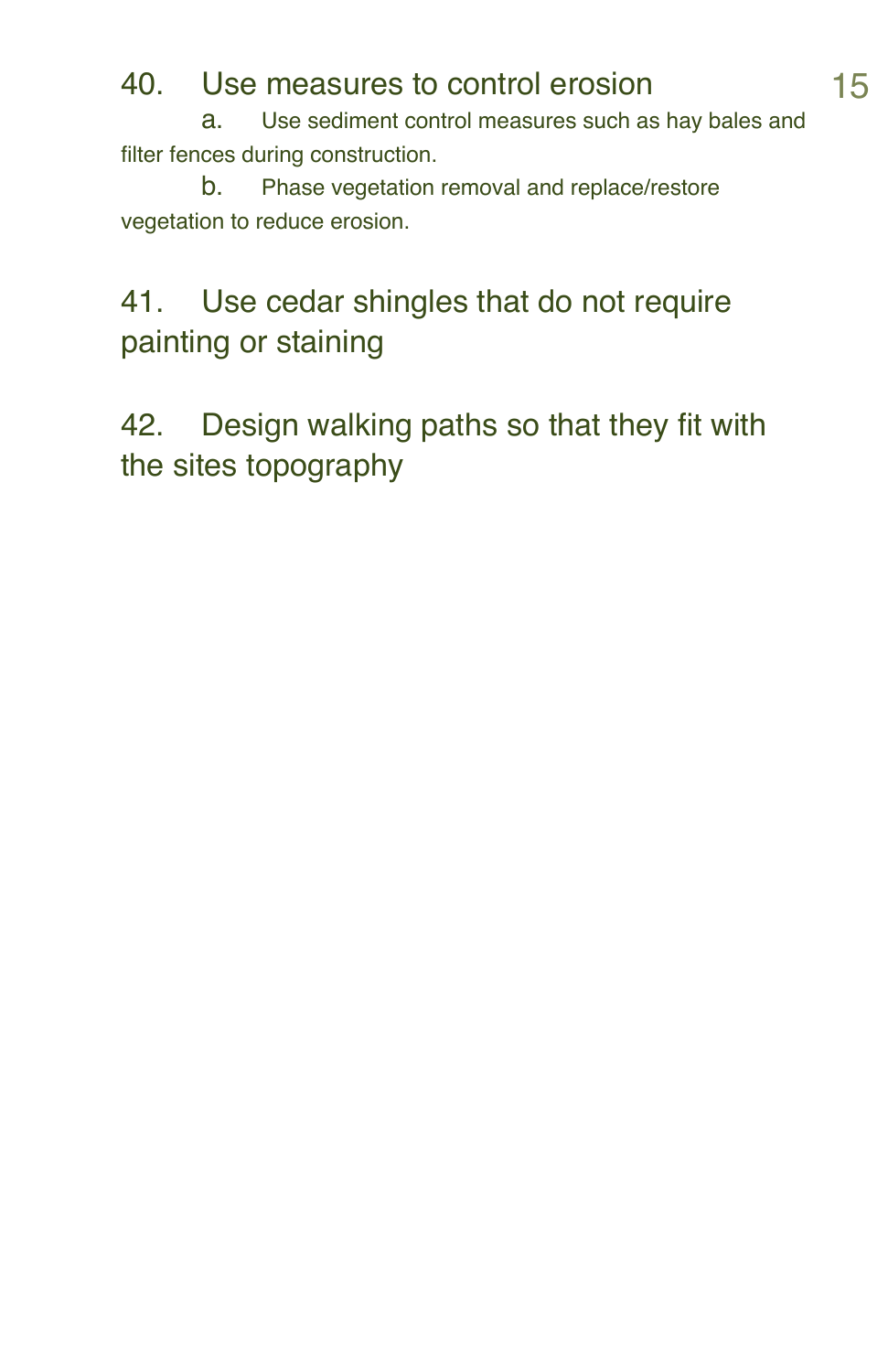40. Use measures to control erosion

a. Use sediment control measures such as hay bales and filter fences during construction.

b. Phase vegetation removal and replace/restore vegetation to reduce erosion.

41. Use cedar shingles that do not require painting or staining

42. Design walking paths so that they fit with the sites topography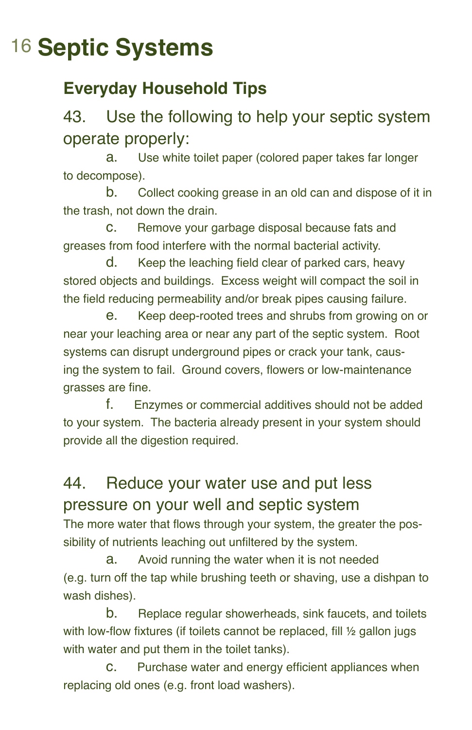# Septic Systems

## Everyday Household Tips

### 43. Use the following to help your septic system operate properly:

a. Use white toilet paper (colored paper takes far longer to decompose).

b. Collect cooking grease in an old can and dispose of it in the trash, not down the drain.

c. Remove your garbage disposal because fats and greases from food interfere with the normal bacterial activity.

d. Keep the leaching field clear of parked cars, heavy stored objects and buildings. Excess weight will compact the soil in the field reducing permeability and/or break pipes causing failure.

e. Keep deep-rooted trees and shrubs from growing on or near your leaching area or near any part of the septic system. Root systems can disrupt underground pipes or crack your tank, causing the system to fail. Ground covers, flowers or low-maintenance grasses are fine.

f. Enzymes or commercial additives should not be added to your system. The bacteria already present in your system should provide all the digestion required.

### 44. Reduce your water use and put less pressure on your well and septic system

The more water that flows through your system, the greater the possibility of nutrients leaching out unfiltered by the system.

a. Avoid running the water when it is not needed (e.g. turn off the tap while brushing teeth or shaving, use a dishpan to wash dishes).

b. Replace regular showerheads, sink faucets, and toilets with low-flow fixtures (if toilets cannot be replaced, fill ½ gallon jugs with water and put them in the toilet tanks).

c. Purchase water and energy efficient appliances when replacing old ones (e.g. front load washers).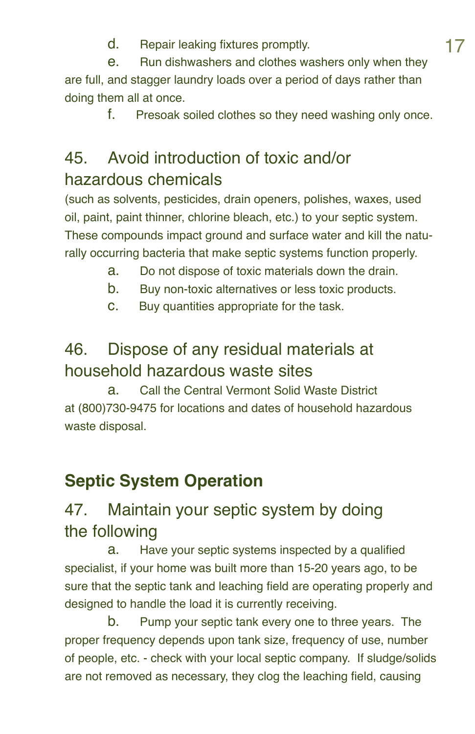d. Repair leaking fixtures promptly.

e. Run dishwashers and clothes washers only when they are full, and stagger laundry loads over a period of days rather than doing them all at once.

f. Presoak soiled clothes so they need washing only once.

### 45. Avoid introduction of toxic and/or hazardous chemicals

(such as solvents, pesticides, drain openers, polishes, waxes, used oil, paint, paint thinner, chlorine bleach, etc.) to your septic system. These compounds impact ground and surface water and kill the naturally occurring bacteria that make septic systems function properly.

a. Do not dispose of toxic materials down the drain.

b. Buy non-toxic alternatives or less toxic products.

c. Buy quantities appropriate for the task.

### 46. Dispose of any residual materials at household hazardous waste sites

a. Call the Central Vermont Solid Waste District at (800)730-9475 for locations and dates of household hazardous waste disposal.

## Septic System Operation

### 47. Maintain your septic system by doing the following

a. Have your septic systems inspected by a qualified specialist, if your home was built more than 15-20 years ago, to be sure that the septic tank and leaching field are operating properly and designed to handle the load it is currently receiving.

b. Pump your septic tank every one to three years. The proper frequency depends upon tank size, frequency of use, number of people, etc. - check with your local septic company. If sludge/solids are not removed as necessary, they clog the leaching field, causing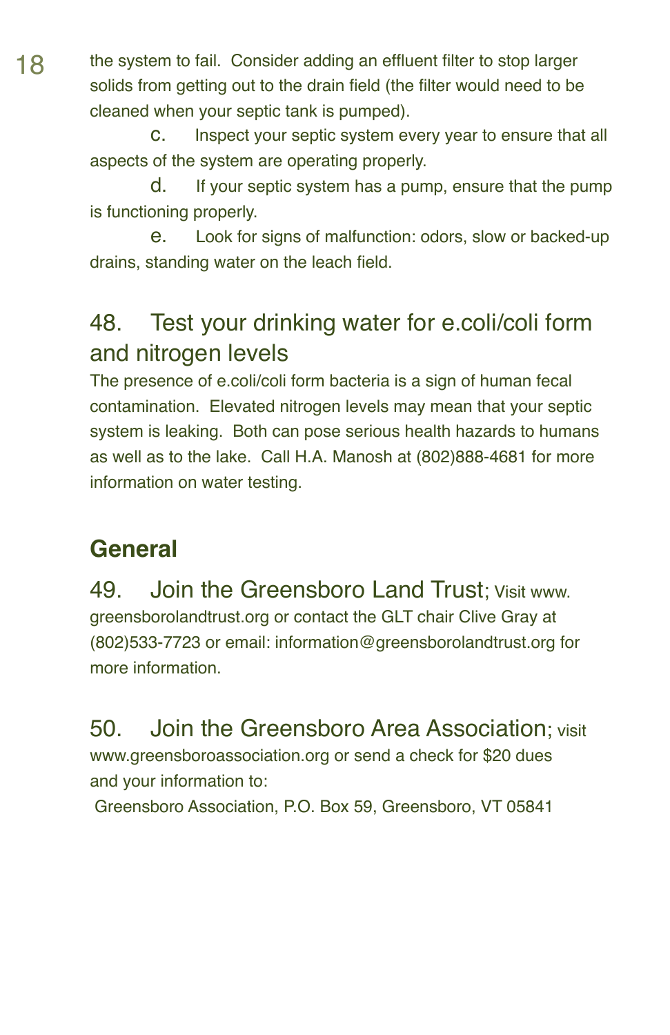the system to fail. Consider adding an effluent filter to stop larger solids from getting out to the drain field (the filter would need to be cleaned when your septic tank is pumped).

c. Inspect your septic system every year to ensure that all aspects of the system are operating properly.

d. If your septic system has a pump, ensure that the pump is functioning properly.

e. Look for signs of malfunction: odors, slow or backed-up drains, standing water on the leach field.

### 48. Test your drinking water for e.coli/coli form and nitrogen levels

The presence of e.coli/coli form bacteria is a sign of human fecal contamination. Elevated nitrogen levels may mean that your septic system is leaking. Both can pose serious health hazards to humans as well as to the lake. Call H.A. Manosh at (802)888-4681 for more information on water testing.

## General

### 49. Join the Greensboro Land Trust; Visit www.greensborolandtrust.org or contact the GLT chair Clive Gray at (802)533-7723 or email: information@greensborolandtrust.org for more information.

### 50. Join the Greensboro Area Association; visit www.greensboroassociation.org or send a check for $20 dues and your information to:

Greensboro Association, P.O. Box 59, Greensboro, VT 05841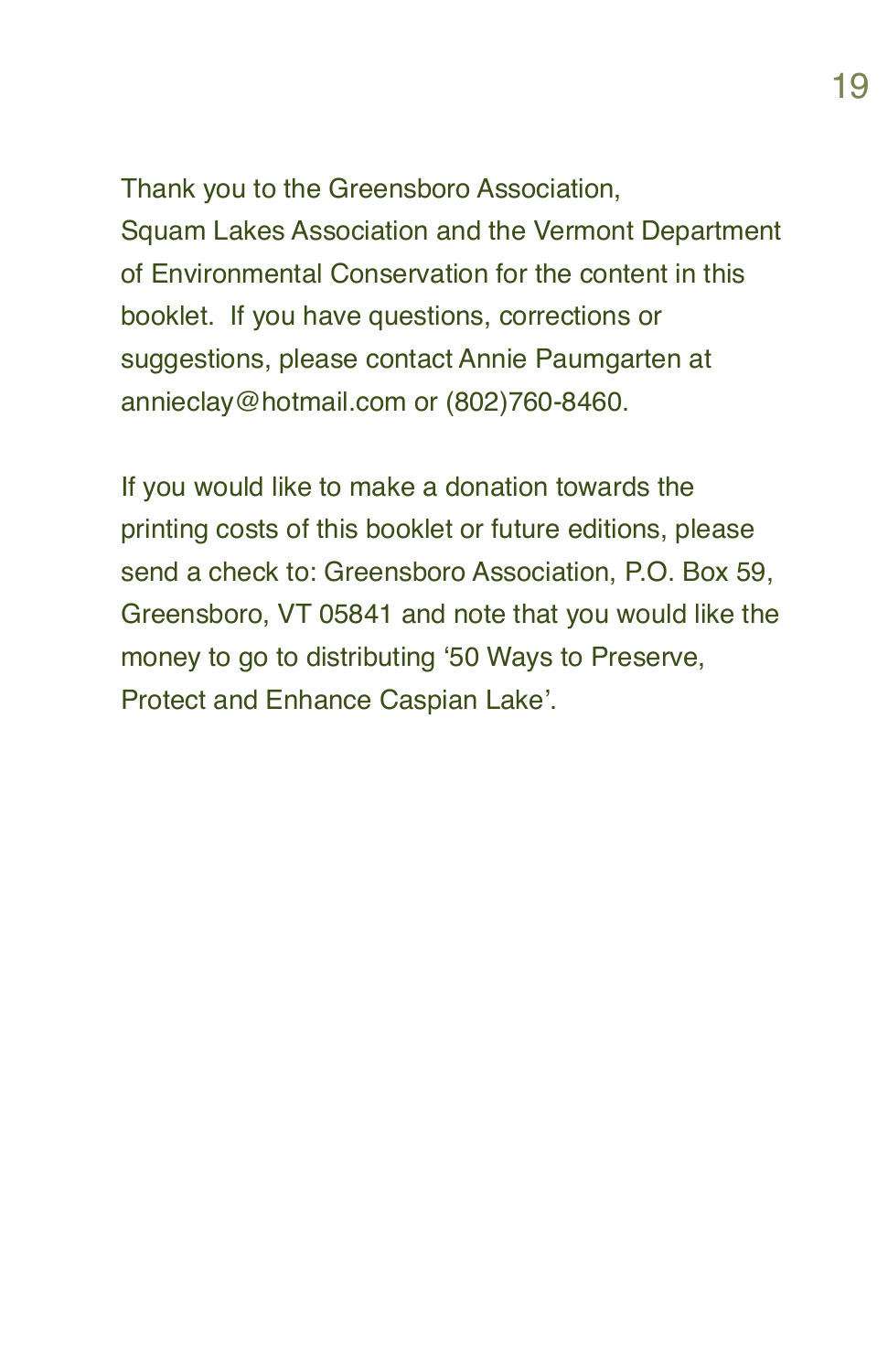Thank you to the Greensboro Association, Squam Lakes Association and the Vermont Department of Environmental Conservation for the content in this booklet.  If you have questions, corrections or suggestions, please contact Annie Paumgarten at annieclay@hotmail.com or (802)760-8460.

If you would like to make a donation towards the printing costs of this booklet or future editions, please send a check to: Greensboro Association, P.O. Box 59, Greensboro, VT 05841 and note that you would like the money to go to distributing '50 Ways to Preserve, Protect and Enhance Caspian Lake'.